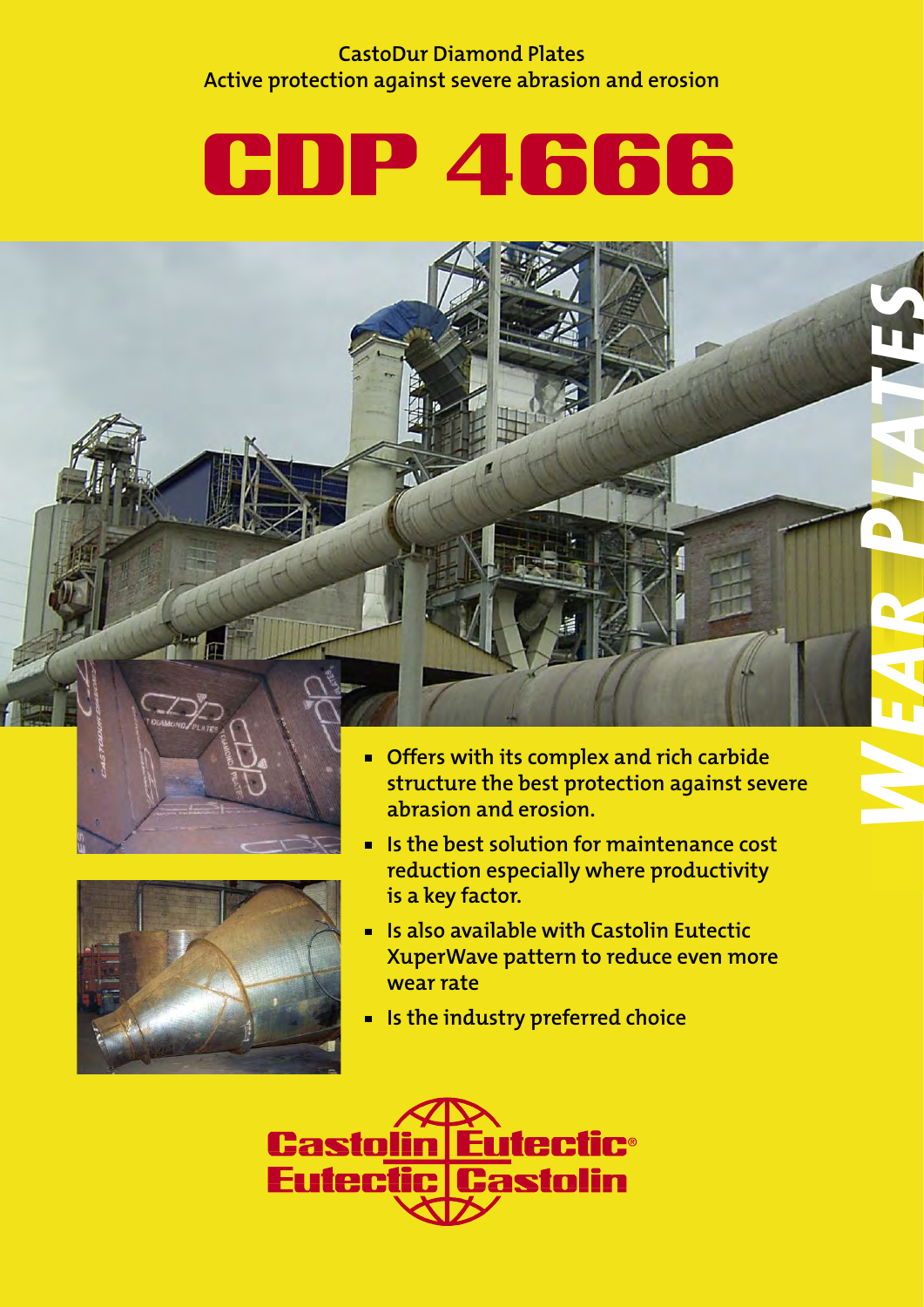CastoDur Diamond Plates
Active protection against severe abrasion and erosion

# CDP 4666

*WEAR PLATES*

- Offers with its complex and rich carbide structure the best protection against severe abrasion and erosion.
- Is the best solution for maintenance cost reduction especially where productivity is a key factor.
- Is also available with Castolin Eutectic XuperWave pattern to reduce even more wear rate
- Is the industry preferred choice

Castolin Eutectic®
Eutectic Castolin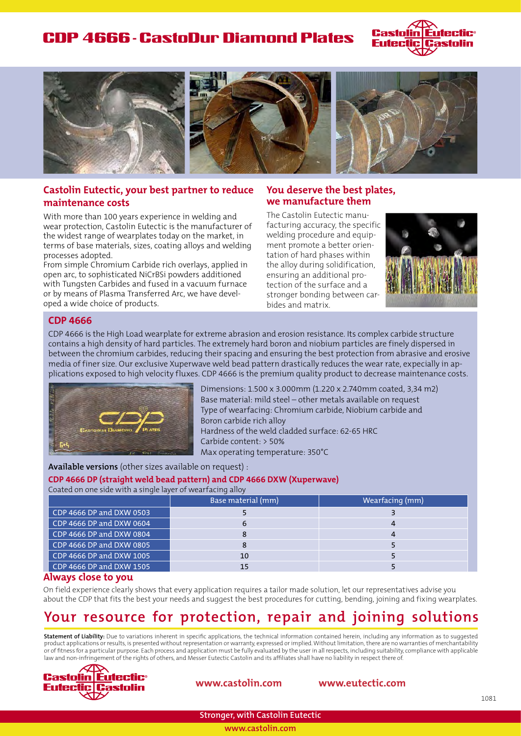# CDP 4666 - CastoDur Diamond Plates

## Castolin Eutectic, your best partner to reduce maintenance costs

With more than 100 years experience in welding and wear protection, Castolin Eutectic is the manufacturer of the widest range of wearplates today on the market, in terms of base materials, sizes, coating alloys and welding processes adopted.

From simple Chromium Carbide rich overlays, applied in open arc, to sophisticated NiCrBSi powders additioned with Tungsten Carbides and fused in a vacuum furnace or by means of Plasma Transferred Arc, we have developed a wide choice of products.

## You deserve the best plates, we manufacture them

The Castolin Eutectic manufacturing accuracy, the specific welding procedure and equipment promote a better orientation of hard phases within the alloy during solidification, ensuring an additional protection of the surface and a stronger bonding between carbides and matrix.

## CDP 4666

CDP 4666 is the High Load wearplate for extreme abrasion and erosion resistance. Its complex carbide structure contains a high density of hard particles. The extremely hard boron and niobium particles are finely dispersed in between the chromium carbides, reducing their spacing and ensuring the best protection from abrasive and erosive media of finer size. Our exclusive Xuperwave weld bead pattern drastically reduces the wear rate, expecially in applications exposed to high velocity fluxes. CDP 4666 is the premium quality product to decrease maintenance costs.

Dimensions: 1.500 x 3.000mm (1.220 x 2.740mm coated, 3,34 m2)
Base material: mild steel – other metals available on request
Type of wearfacing: Chromium carbide, Niobium carbide and Boron carbide rich alloy
Hardness of the weld cladded surface: 62-65 HRC
Carbide content: > 50%
Max operating temperature: 350°C

**Available versions** (other sizes available on request) :

**CDP 4666 DP (straight weld bead pattern) and CDP 4666 DXW (Xuperwave)**

Coated on one side with a single layer of wearfacing alloy

| | Base material (mm) | Wearfacing (mm) |
|---|---|---|
| CDP 4666 DP and DXW 0503 | 5 | 3 |
| CDP 4666 DP and DXW 0604 | 6 | 4 |
| CDP 4666 DP and DXW 0804 | 8 | 4 |
| CDP 4666 DP and DXW 0805 | 8 | 5 |
| CDP 4666 DP and DXW 1005 | 10 | 5 |
| CDP 4666 DP and DXW 1505 | 15 | 5 |

## Always close to you

On field experience clearly shows that every application requires a tailor made solution, let our representatives advise you about the CDP that fits the best your needs and suggest the best procedures for cutting, bending, joining and fixing wearplates.

# Your resource for protection, repair and joining solutions

**Statement of Liability:** Due to variations inherent in specific applications, the technical information contained herein, including any information as to suggested product applications or results, is presented without representation or warranty, expressed or implied. Without limitation, there are no warranties of merchantability or of fitness for a particular purpose. Each process and application must be fully evaluated by the user in all respects, including suitability, compliance with applicable law and non-infringement of the rights of others, and Messer Eutectic Castolin and its affiliates shall have no liability in respect there of.

www.castolin.com www.eutectic.com

1081

Stronger, with Castolin Eutectic

www.castolin.com